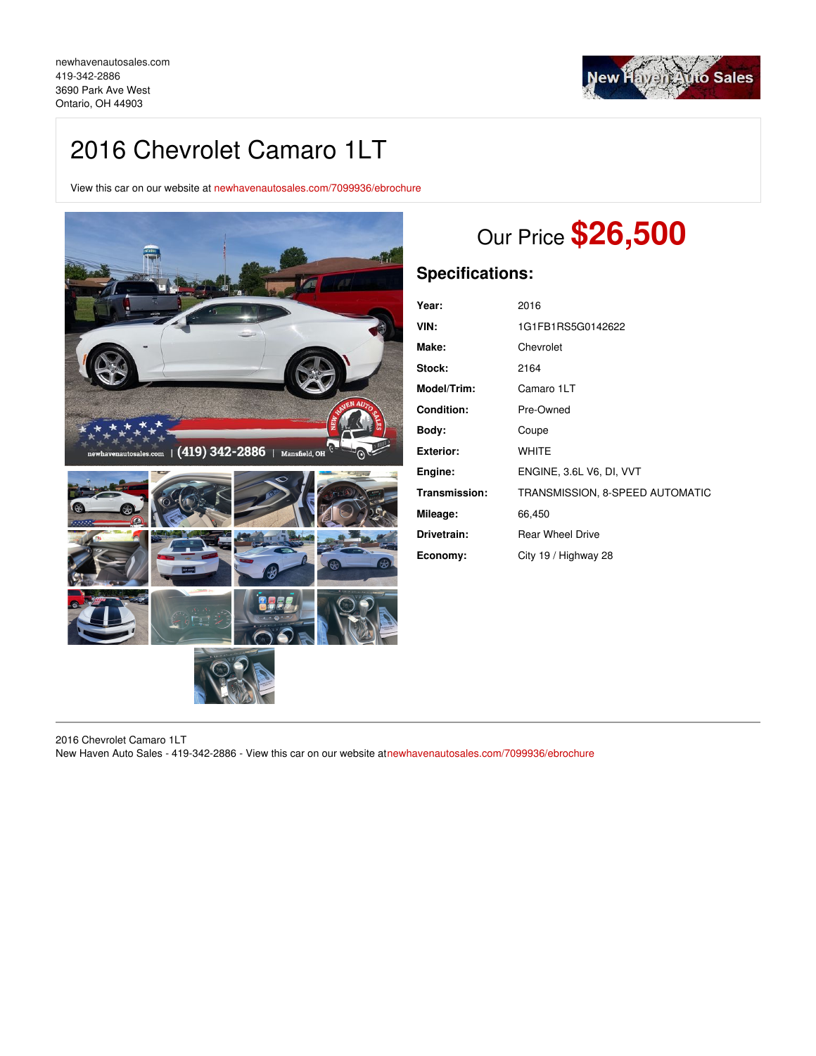newhavenautosales.com
419-342-2886
3690 Park Ave West
Ontario, OH 44903

# 2016 Chevrolet Camaro 1LT

View this car on our website at newhavenautosales.com/7099936/ebrochure

## Our Price **$26,500**

## Specifications:

| | |
|---|---|
| **Year:** | 2016 |
| **VIN:** | 1G1FB1RS5G0142622 |
| **Make:** | Chevrolet |
| **Stock:** | 2164 |
| **Model/Trim:** | Camaro 1LT |
| **Condition:** | Pre-Owned |
| **Body:** | Coupe |
| **Exterior:** | WHITE |
| **Engine:** | ENGINE, 3.6L V6, DI, VVT |
| **Transmission:** | TRANSMISSION, 8-SPEED AUTOMATIC |
| **Mileage:** | 66,450 |
| **Drivetrain:** | Rear Wheel Drive |
| **Economy:** | City 19 / Highway 28 |

2016 Chevrolet Camaro 1LT
New Haven Auto Sales - 419-342-2886 - View this car on our website atnewhavenautosales.com/7099936/ebrochure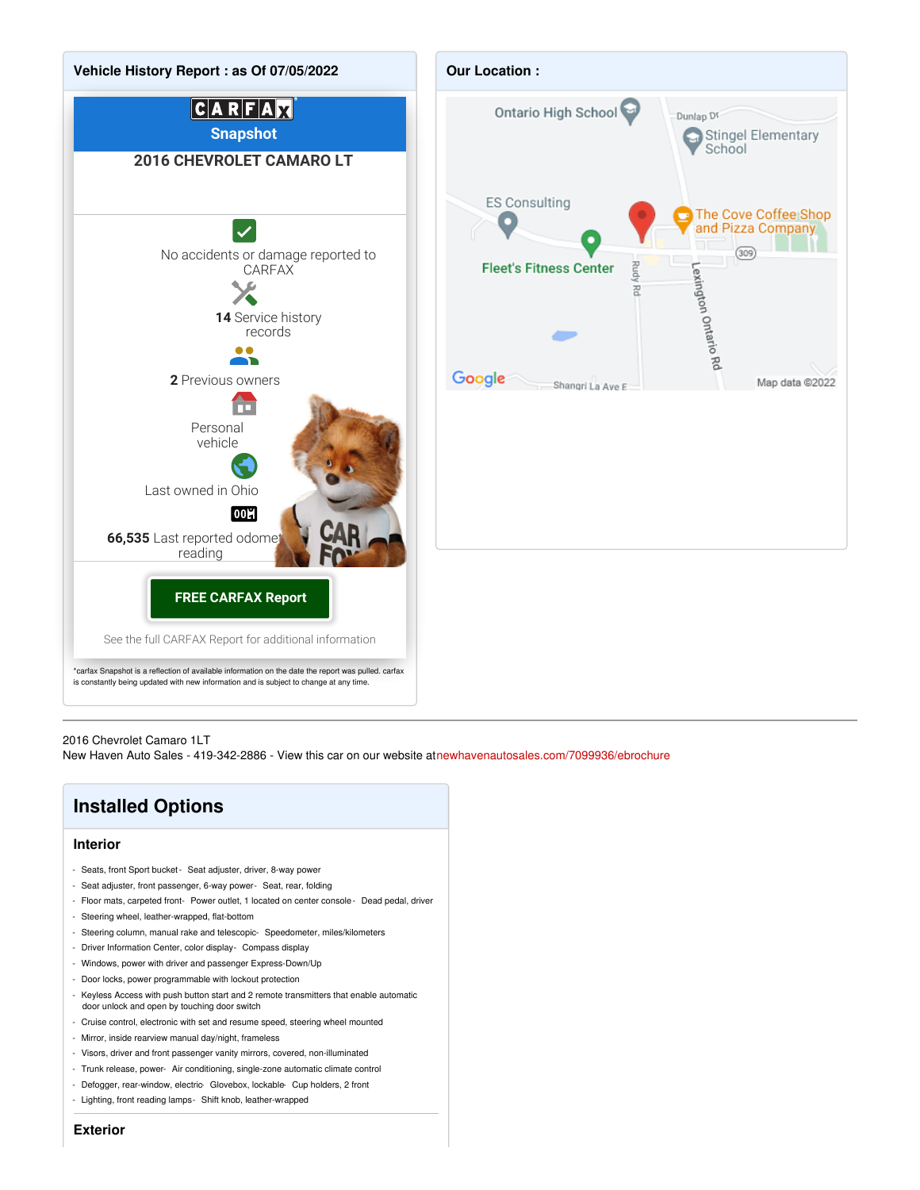## Vehicle History Report : as Of 07/05/2022

CARFAX Snapshot

**2016 CHEVROLET CAMARO LT**

No accidents or damage reported to CARFAX

**14** Service history records

**2** Previous owners

Personal vehicle

Last owned in Ohio

**66,535** Last reported odometer reading

**FREE CARFAX Report**

See the full CARFAX Report for additional information

*carfax Snapshot is a reflection of available information on the date the report was pulled. carfax is constantly being updated with new information and is subject to change at any time.

## Our Location :

Ontario High School, Dunlap Dr, Stingel Elementary School, ES Consulting, The Cove Coffee Shop and Pizza Company, Fleet's Fitness Center, Rudy Rd, Lexington Ontario Rd, 309, Shangri La Ave E, Google, Map data ©2022

---

2016 Chevrolet Camaro 1LT
New Haven Auto Sales - 419-342-2886 - View this car on our website atnewhavenautosales.com/7099936/ebrochure

# Installed Options

### Interior

- Seats, front Sport bucket
- Seat adjuster, driver, 8-way power
- Seat adjuster, front passenger, 6-way power
- Seat, rear, folding
- Floor mats, carpeted front
- Power outlet, 1 located on center console
- Dead pedal, driver
- Steering wheel, leather-wrapped, flat-bottom
- Steering column, manual rake and telescopic
- Speedometer, miles/kilometers
- Driver Information Center, color display
- Compass display
- Windows, power with driver and passenger Express-Down/Up
- Door locks, power programmable with lockout protection
- Keyless Access with push button start and 2 remote transmitters that enable automatic door unlock and open by touching door switch
- Cruise control, electronic with set and resume speed, steering wheel mounted
- Mirror, inside rearview manual day/night, frameless
- Visors, driver and front passenger vanity mirrors, covered, non-illuminated
- Trunk release, power
- Air conditioning, single-zone automatic climate control
- Defogger, rear-window, electric
- Glovebox, lockable
- Cup holders, 2 front
- Lighting, front reading lamps
- Shift knob, leather-wrapped

### Exterior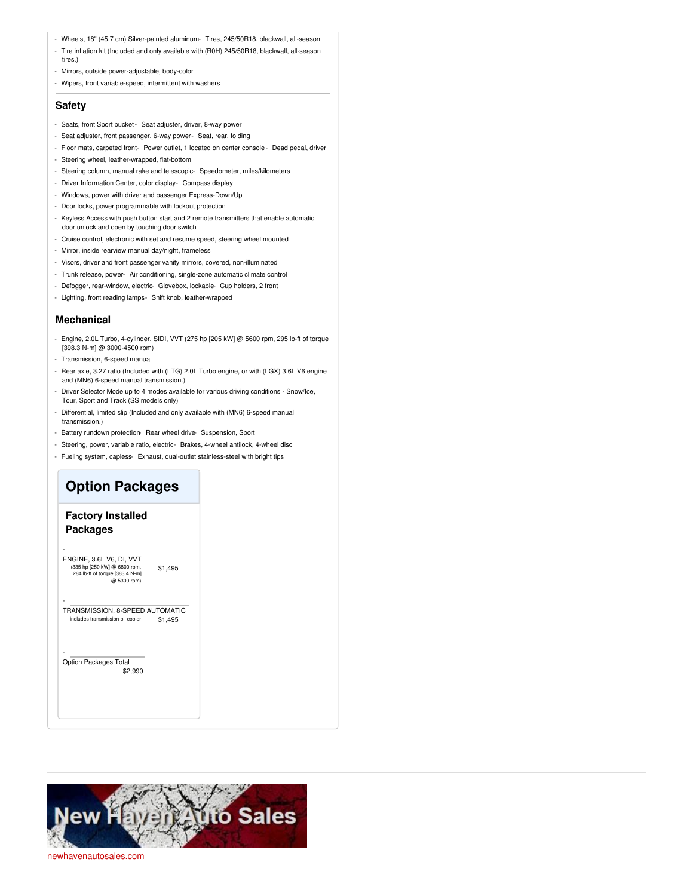- Wheels, 18" (45.7 cm) Silver-painted aluminum- Tires, 245/50R18, blackwall, all-season
- Tire inflation kit (Included and only available with (R0H) 245/50R18, blackwall, all-season tires.)
- Mirrors, outside power-adjustable, body-color
- Wipers, front variable-speed, intermittent with washers

## Safety

- Seats, front Sport bucket- Seat adjuster, driver, 8-way power
- Seat adjuster, front passenger, 6-way power- Seat, rear, folding
- Floor mats, carpeted front- Power outlet, 1 located on center console- Dead pedal, driver
- Steering wheel, leather-wrapped, flat-bottom
- Steering column, manual rake and telescopic- Speedometer, miles/kilometers
- Driver Information Center, color display- Compass display
- Windows, power with driver and passenger Express-Down/Up
- Door locks, power programmable with lockout protection
- Keyless Access with push button start and 2 remote transmitters that enable automatic door unlock and open by touching door switch
- Cruise control, electronic with set and resume speed, steering wheel mounted
- Mirror, inside rearview manual day/night, frameless
- Visors, driver and front passenger vanity mirrors, covered, non-illuminated
- Trunk release, power- Air conditioning, single-zone automatic climate control
- Defogger, rear-window, electric- Glovebox, lockable- Cup holders, 2 front
- Lighting, front reading lamps- Shift knob, leather-wrapped

## Mechanical

- Engine, 2.0L Turbo, 4-cylinder, SIDI, VVT (275 hp [205 kW] @ 5600 rpm, 295 lb-ft of torque [398.3 N-m] @ 3000-4500 rpm)
- Transmission, 6-speed manual
- Rear axle, 3.27 ratio (Included with (LTG) 2.0L Turbo engine, or with (LGX) 3.6L V6 engine and (MN6) 6-speed manual transmission.)
- Driver Selector Mode up to 4 modes available for various driving conditions - Snow/Ice, Tour, Sport and Track (SS models only)
- Differential, limited slip (Included and only available with (MN6) 6-speed manual transmission.)
- Battery rundown protection- Rear wheel drive- Suspension, Sport
- Steering, power, variable ratio, electric- Brakes, 4-wheel antilock, 4-wheel disc
- Fueling system, capless- Exhaust, dual-outlet stainless-steel with bright tips

# Option Packages

## Factory Installed Packages

| Package | Price |
| --- | --- |
| ENGINE, 3.6L V6, DI, VVT (335 hp [250 kW] @ 6800 rpm, 284 lb-ft of torque [383.4 N-m] @ 5300 rpm) | $1,495 |
| TRANSMISSION, 8-SPEED AUTOMATIC includes transmission oil cooler | $1,495 |
| Option Packages Total | $2,990 |

New Haven Auto Sales

newhavenautosales.com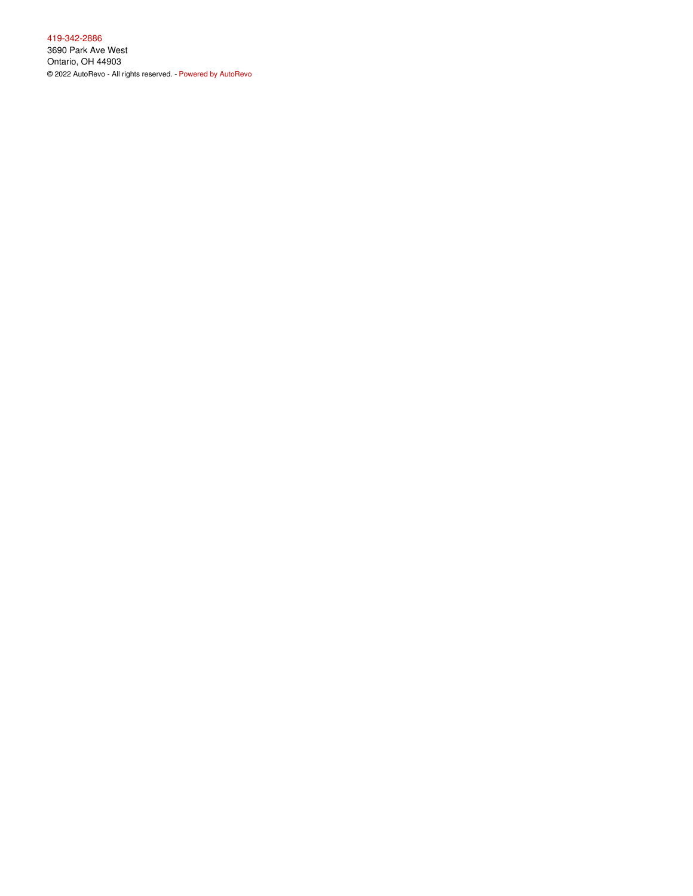419-342-2886

3690 Park Ave West

Ontario, OH 44903

© 2022 AutoRevo - All rights reserved. - Powered by AutoRevo